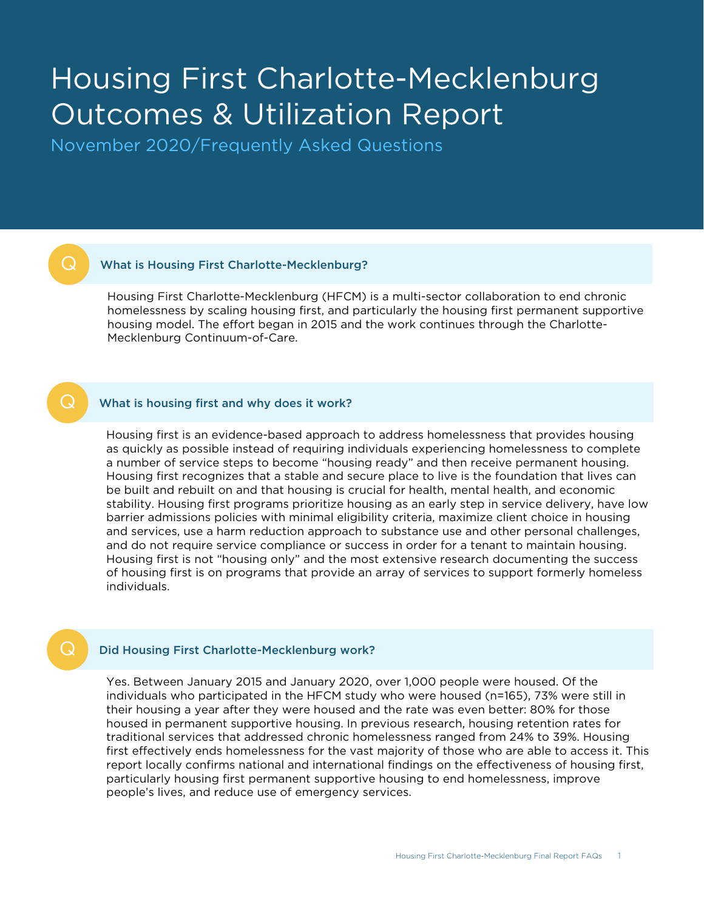# Housing First Charlotte-Mecklenburg Outcomes & Utilization Report

November 2020/Frequently Asked Questions

### What is Housing First Charlotte-Mecklenburg?

Housing First Charlotte-Mecklenburg (HFCM) is a multi-sector collaboration to end chronic homelessness by scaling housing first, and particularly the housing first permanent supportive housing model. The effort began in 2015 and the work continues through the Charlotte-Mecklenburg Continuum-of-Care.

### What is housing first and why does it work?

Housing first is an evidence-based approach to address homelessness that provides housing as quickly as possible instead of requiring individuals experiencing homelessness to complete a number of service steps to become "housing ready" and then receive permanent housing. Housing first recognizes that a stable and secure place to live is the foundation that lives can be built and rebuilt on and that housing is crucial for health, mental health, and economic stability. Housing first programs prioritize housing as an early step in service delivery, have low barrier admissions policies with minimal eligibility criteria, maximize client choice in housing and services, use a harm reduction approach to substance use and other personal challenges, and do not require service compliance or success in order for a tenant to maintain housing. Housing first is not "housing only" and the most extensive research documenting the success of housing first is on programs that provide an array of services to support formerly homeless individuals.

### Did Housing First Charlotte-Mecklenburg work?

Yes. Between January 2015 and January 2020, over 1,000 people were housed. Of the individuals who participated in the HFCM study who were housed (n=165), 73% were still in their housing a year after they were housed and the rate was even better: 80% for those housed in permanent supportive housing. In previous research, housing retention rates for traditional services that addressed chronic homelessness ranged from 24% to 39%. Housing first effectively ends homelessness for the vast majority of those who are able to access it. This report locally confirms national and international findings on the effectiveness of housing first, particularly housing first permanent supportive housing to end homelessness, improve people's lives, and reduce use of emergency services.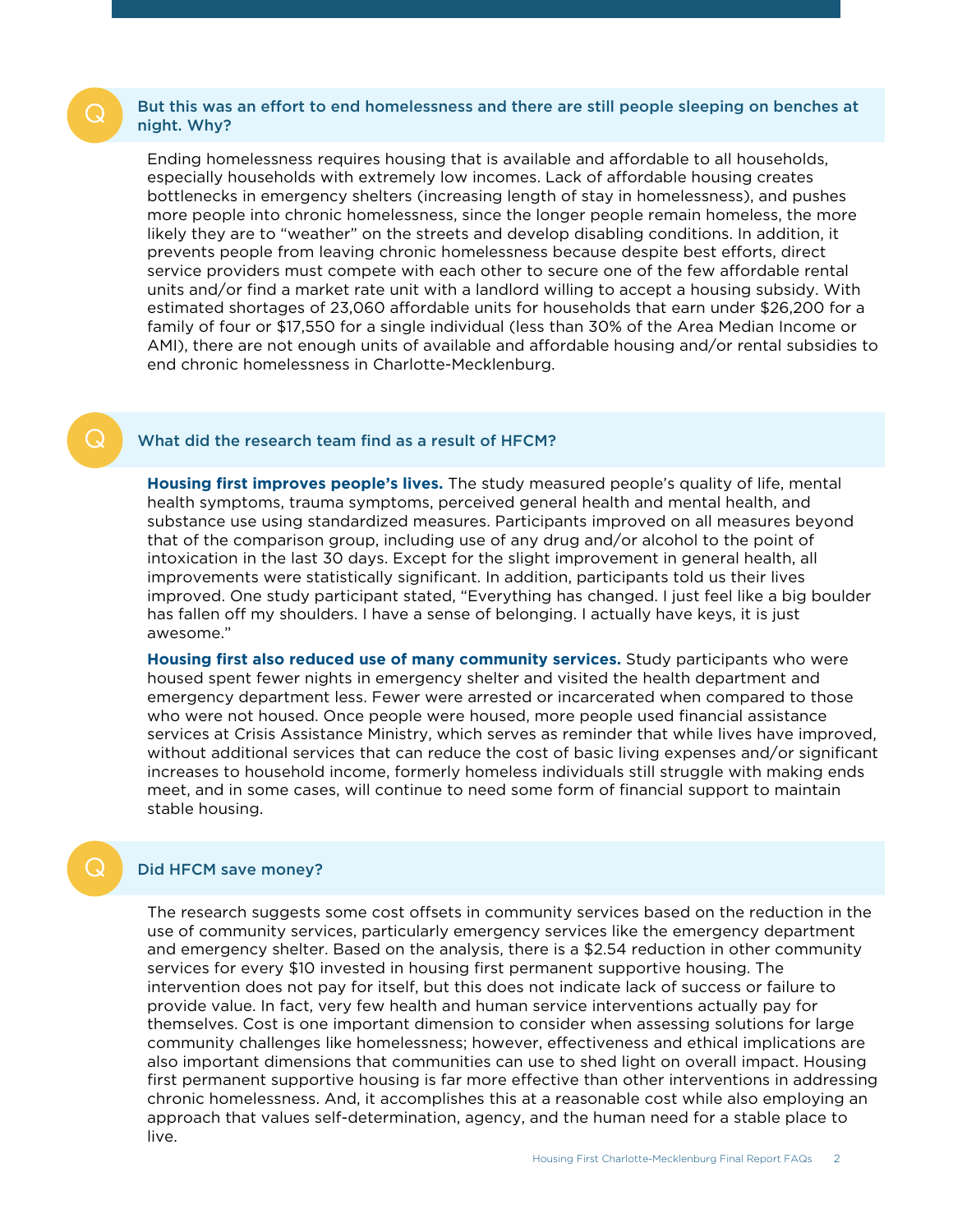## Q: But this was an effort to end homelessness and there are still people sleeping on benches at night. Why?

Ending homelessness requires housing that is available and affordable to all households, especially households with extremely low incomes. Lack of affordable housing creates bottlenecks in emergency shelters (increasing length of stay in homelessness), and pushes more people into chronic homelessness, since the longer people remain homeless, the more likely they are to "weather" on the streets and develop disabling conditions. In addition, it prevents people from leaving chronic homelessness because despite best efforts, direct service providers must compete with each other to secure one of the few affordable rental units and/or find a market rate unit with a landlord willing to accept a housing subsidy. With estimated shortages of 23,060 affordable units for households that earn under $26,200 for a family of four or $17,550 for a single individual (less than 30% of the Area Median Income or AMI), there are not enough units of available and affordable housing and/or rental subsidies to end chronic homelessness in Charlotte-Mecklenburg.

## Q: What did the research team find as a result of HFCM?

**Housing first improves people's lives.** The study measured people's quality of life, mental health symptoms, trauma symptoms, perceived general health and mental health, and substance use using standardized measures. Participants improved on all measures beyond that of the comparison group, including use of any drug and/or alcohol to the point of intoxication in the last 30 days. Except for the slight improvement in general health, all improvements were statistically significant. In addition, participants told us their lives improved. One study participant stated, "Everything has changed. I just feel like a big boulder has fallen off my shoulders. I have a sense of belonging. I actually have keys, it is just awesome."

**Housing first also reduced use of many community services.** Study participants who were housed spent fewer nights in emergency shelter and visited the health department and emergency department less. Fewer were arrested or incarcerated when compared to those who were not housed. Once people were housed, more people used financial assistance services at Crisis Assistance Ministry, which serves as reminder that while lives have improved, without additional services that can reduce the cost of basic living expenses and/or significant increases to household income, formerly homeless individuals still struggle with making ends meet, and in some cases, will continue to need some form of financial support to maintain stable housing.

## Q: Did HFCM save money?

The research suggests some cost offsets in community services based on the reduction in the use of community services, particularly emergency services like the emergency department and emergency shelter. Based on the analysis, there is a $2.54 reduction in other community services for every $10 invested in housing first permanent supportive housing. The intervention does not pay for itself, but this does not indicate lack of success or failure to provide value. In fact, very few health and human service interventions actually pay for themselves. Cost is one important dimension to consider when assessing solutions for large community challenges like homelessness; however, effectiveness and ethical implications are also important dimensions that communities can use to shed light on overall impact. Housing first permanent supportive housing is far more effective than other interventions in addressing chronic homelessness. And, it accomplishes this at a reasonable cost while also employing an approach that values self-determination, agency, and the human need for a stable place to live.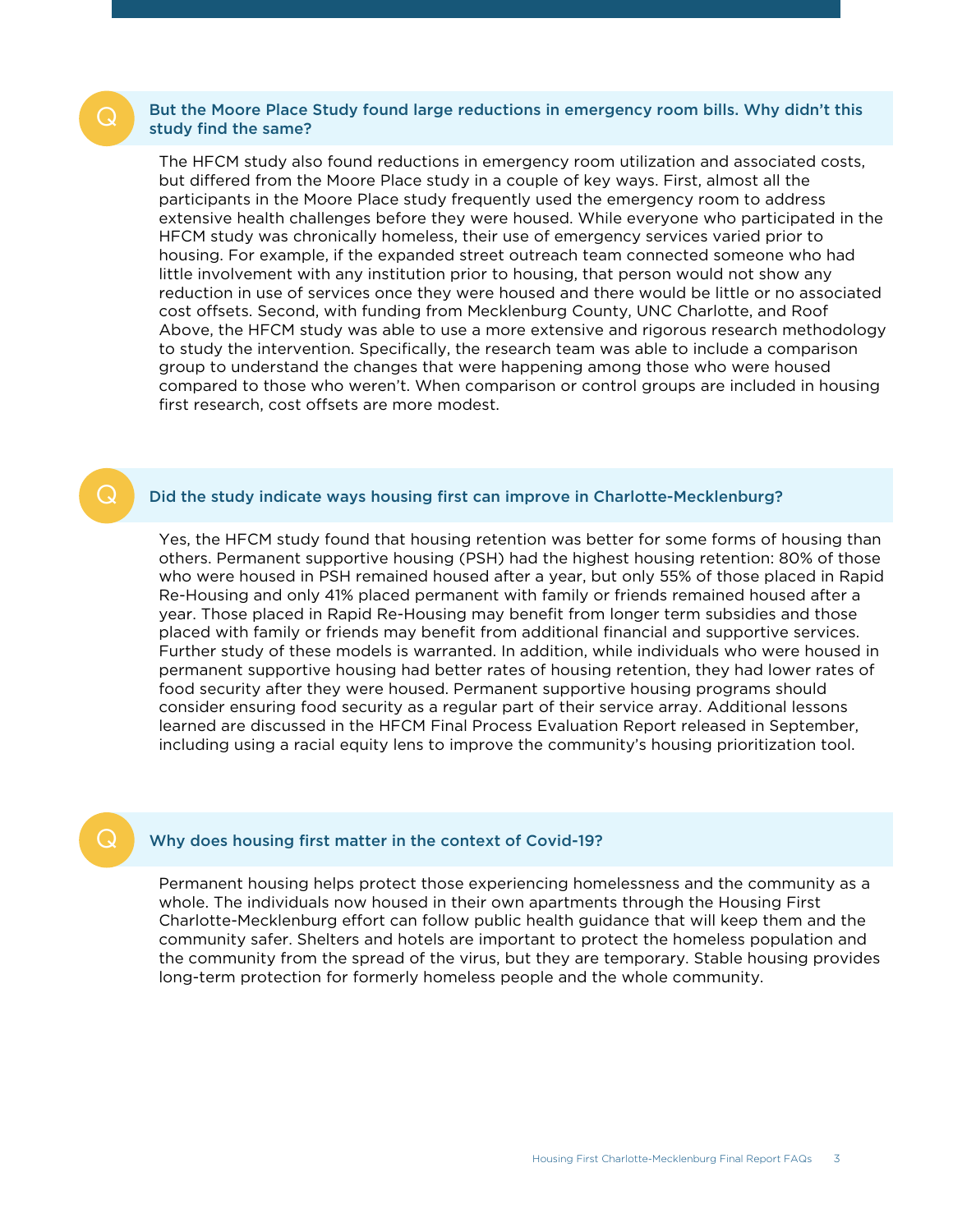### Q: But the Moore Place Study found large reductions in emergency room bills. Why didn't this study find the same?

The HFCM study also found reductions in emergency room utilization and associated costs, but differed from the Moore Place study in a couple of key ways. First, almost all the participants in the Moore Place study frequently used the emergency room to address extensive health challenges before they were housed. While everyone who participated in the HFCM study was chronically homeless, their use of emergency services varied prior to housing. For example, if the expanded street outreach team connected someone who had little involvement with any institution prior to housing, that person would not show any reduction in use of services once they were housed and there would be little or no associated cost offsets. Second, with funding from Mecklenburg County, UNC Charlotte, and Roof Above, the HFCM study was able to use a more extensive and rigorous research methodology to study the intervention. Specifically, the research team was able to include a comparison group to understand the changes that were happening among those who were housed compared to those who weren't. When comparison or control groups are included in housing first research, cost offsets are more modest.

### Q: Did the study indicate ways housing first can improve in Charlotte-Mecklenburg?

Yes, the HFCM study found that housing retention was better for some forms of housing than others. Permanent supportive housing (PSH) had the highest housing retention: 80% of those who were housed in PSH remained housed after a year, but only 55% of those placed in Rapid Re-Housing and only 41% placed permanent with family or friends remained housed after a year. Those placed in Rapid Re-Housing may benefit from longer term subsidies and those placed with family or friends may benefit from additional financial and supportive services. Further study of these models is warranted. In addition, while individuals who were housed in permanent supportive housing had better rates of housing retention, they had lower rates of food security after they were housed. Permanent supportive housing programs should consider ensuring food security as a regular part of their service array. Additional lessons learned are discussed in the HFCM Final Process Evaluation Report released in September, including using a racial equity lens to improve the community's housing prioritization tool.

### Q: Why does housing first matter in the context of Covid-19?

Permanent housing helps protect those experiencing homelessness and the community as a whole. The individuals now housed in their own apartments through the Housing First Charlotte-Mecklenburg effort can follow public health guidance that will keep them and the community safer. Shelters and hotels are important to protect the homeless population and the community from the spread of the virus, but they are temporary. Stable housing provides long-term protection for formerly homeless people and the whole community.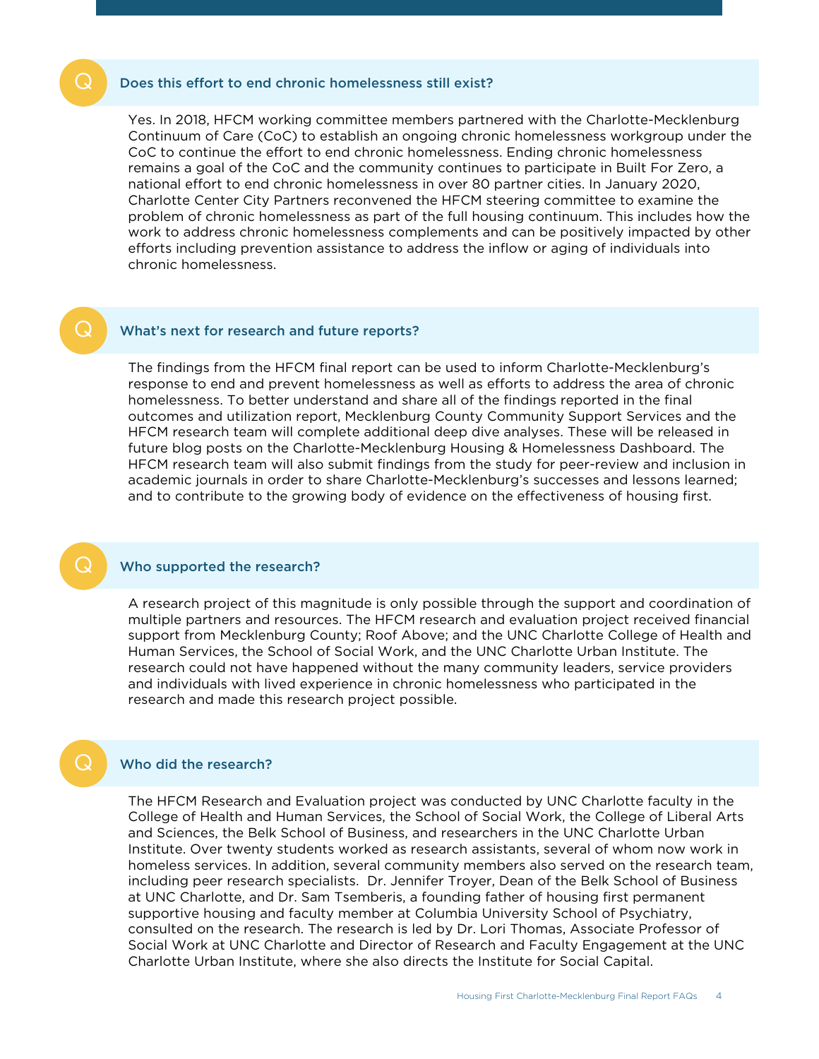## Q Does this effort to end chronic homelessness still exist?

Yes. In 2018, HFCM working committee members partnered with the Charlotte-Mecklenburg Continuum of Care (CoC) to establish an ongoing chronic homelessness workgroup under the CoC to continue the effort to end chronic homelessness. Ending chronic homelessness remains a goal of the CoC and the community continues to participate in Built For Zero, a national effort to end chronic homelessness in over 80 partner cities. In January 2020, Charlotte Center City Partners reconvened the HFCM steering committee to examine the problem of chronic homelessness as part of the full housing continuum. This includes how the work to address chronic homelessness complements and can be positively impacted by other efforts including prevention assistance to address the inflow or aging of individuals into chronic homelessness.

## Q What's next for research and future reports?

The findings from the HFCM final report can be used to inform Charlotte-Mecklenburg's response to end and prevent homelessness as well as efforts to address the area of chronic homelessness. To better understand and share all of the findings reported in the final outcomes and utilization report, Mecklenburg County Community Support Services and the HFCM research team will complete additional deep dive analyses. These will be released in future blog posts on the Charlotte-Mecklenburg Housing & Homelessness Dashboard. The HFCM research team will also submit findings from the study for peer-review and inclusion in academic journals in order to share Charlotte-Mecklenburg's successes and lessons learned; and to contribute to the growing body of evidence on the effectiveness of housing first.

## Q Who supported the research?

A research project of this magnitude is only possible through the support and coordination of multiple partners and resources. The HFCM research and evaluation project received financial support from Mecklenburg County; Roof Above; and the UNC Charlotte College of Health and Human Services, the School of Social Work, and the UNC Charlotte Urban Institute. The research could not have happened without the many community leaders, service providers and individuals with lived experience in chronic homelessness who participated in the research and made this research project possible.

## Q Who did the research?

The HFCM Research and Evaluation project was conducted by UNC Charlotte faculty in the College of Health and Human Services, the School of Social Work, the College of Liberal Arts and Sciences, the Belk School of Business, and researchers in the UNC Charlotte Urban Institute. Over twenty students worked as research assistants, several of whom now work in homeless services. In addition, several community members also served on the research team, including peer research specialists. Dr. Jennifer Troyer, Dean of the Belk School of Business at UNC Charlotte, and Dr. Sam Tsemberis, a founding father of housing first permanent supportive housing and faculty member at Columbia University School of Psychiatry, consulted on the research. The research is led by Dr. Lori Thomas, Associate Professor of Social Work at UNC Charlotte and Director of Research and Faculty Engagement at the UNC Charlotte Urban Institute, where she also directs the Institute for Social Capital.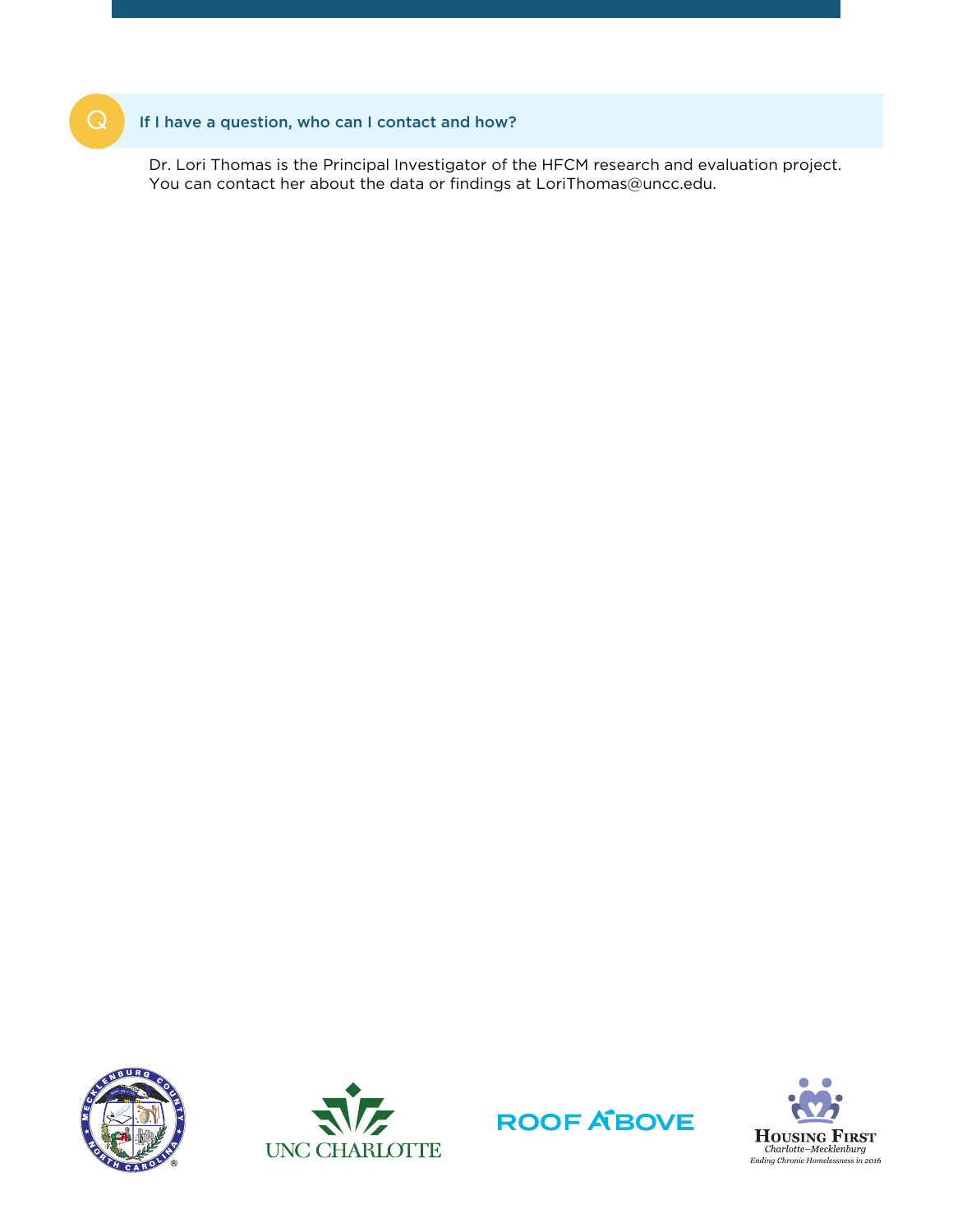Q

### If I have a question, who can I contact and how?

Dr. Lori Thomas is the Principal Investigator of the HFCM research and evaluation project. You can contact her about the data or findings at LoriThomas@uncc.edu.